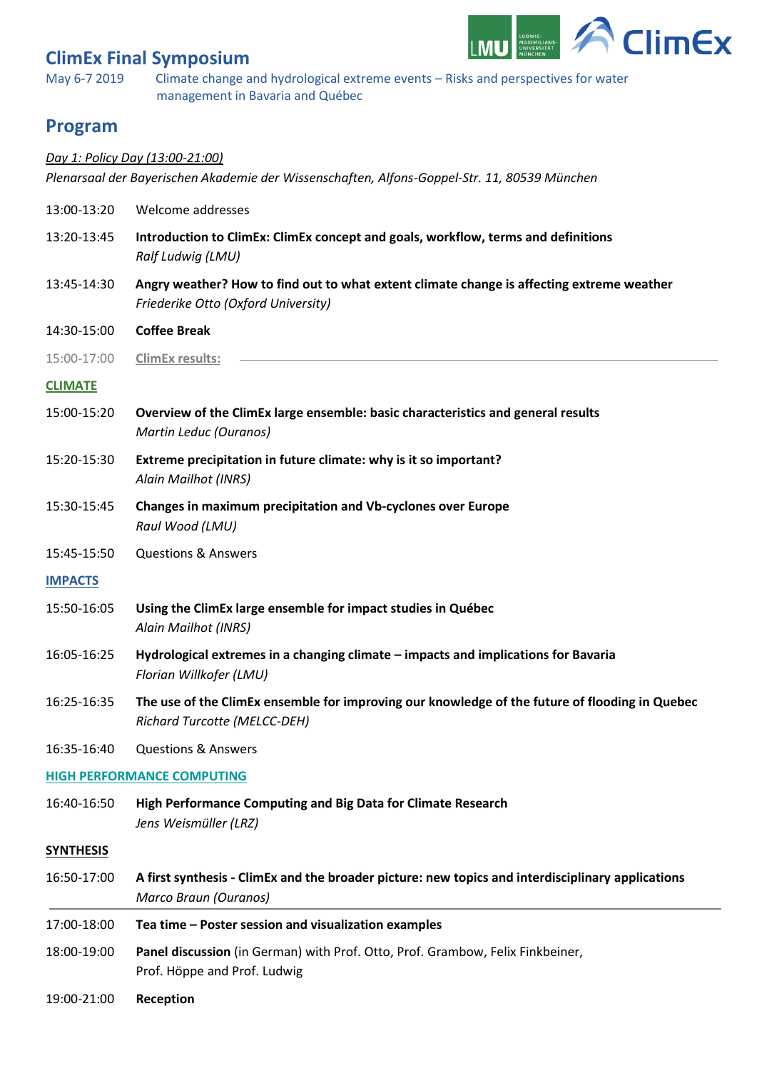# ClimEx Final Symposium

May 6-7 2019 Climate change and hydrological extreme events – Risks and perspectives for water management in Bavaria and Québec

## Program

*Day 1: Policy Day (13:00-21:00)*

*Plenarsaal der Bayerischen Akademie der Wissenschaften, Alfons-Goppel-Str. 11, 80539 München*

13:00-13:20 Welcome addresses

13:20-13:45 **Introduction to ClimEx: ClimEx concept and goals, workflow, terms and definitions**
*Ralf Ludwig (LMU)*

13:45-14:30 **Angry weather? How to find out to what extent climate change is affecting extreme weather**
*Friederike Otto (Oxford University)*

14:30-15:00 **Coffee Break**

15:00-17:00 **ClimEx results:**

**CLIMATE**

15:00-15:20 **Overview of the ClimEx large ensemble: basic characteristics and general results**
*Martin Leduc (Ouranos)*

15:20-15:30 **Extreme precipitation in future climate: why is it so important?**
*Alain Mailhot (INRS)*

15:30-15:45 **Changes in maximum precipitation and Vb-cyclones over Europe**
*Raul Wood (LMU)*

15:45-15:50 Questions & Answers

**IMPACTS**

15:50-16:05 **Using the ClimEx large ensemble for impact studies in Québec**
*Alain Mailhot (INRS)*

16:05-16:25 **Hydrological extremes in a changing climate – impacts and implications for Bavaria**
*Florian Willkofer (LMU)*

16:25-16:35 **The use of the ClimEx ensemble for improving our knowledge of the future of flooding in Quebec**
*Richard Turcotte (MELCC-DEH)*

16:35-16:40 Questions & Answers

**HIGH PERFORMANCE COMPUTING**

16:40-16:50 **High Performance Computing and Big Data for Climate Research**
*Jens Weismüller (LRZ)*

**SYNTHESIS**

16:50-17:00 **A first synthesis - ClimEx and the broader picture: new topics and interdisciplinary applications**
*Marco Braun (Ouranos)*

17:00-18:00 **Tea time – Poster session and visualization examples**

18:00-19:00 **Panel discussion** (in German) with Prof. Otto, Prof. Grambow, Felix Finkbeiner, Prof. Höppe and Prof. Ludwig

19:00-21:00 **Reception**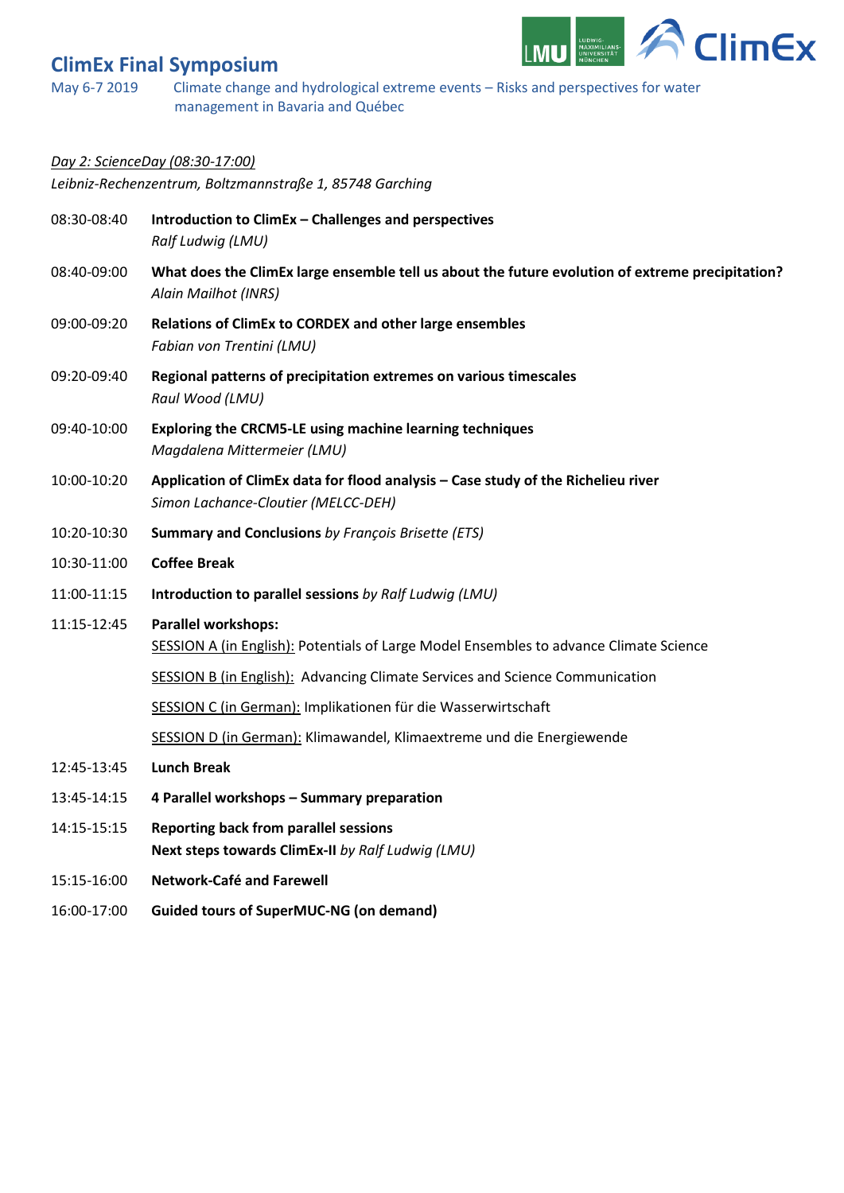# ClimEx Final Symposium

May 6-7 2019 Climate change and hydrological extreme events – Risks and perspectives for water management in Bavaria and Québec

*Day 2: ScienceDay (08:30-17:00)*

*Leibniz-Rechenzentrum, Boltzmannstraße 1, 85748 Garching*

08:30-08:40 **Introduction to ClimEx – Challenges and perspectives**
*Ralf Ludwig (LMU)*

08:40-09:00 **What does the ClimEx large ensemble tell us about the future evolution of extreme precipitation?**
*Alain Mailhot (INRS)*

09:00-09:20 **Relations of ClimEx to CORDEX and other large ensembles**
*Fabian von Trentini (LMU)*

09:20-09:40 **Regional patterns of precipitation extremes on various timescales**
*Raul Wood (LMU)*

09:40-10:00 **Exploring the CRCM5-LE using machine learning techniques**
*Magdalena Mittermeier (LMU)*

10:00-10:20 **Application of ClimEx data for flood analysis – Case study of the Richelieu river**
*Simon Lachance-Cloutier (MELCC-DEH)*

10:20-10:30 **Summary and Conclusions** *by François Brisette (ETS)*

10:30-11:00 **Coffee Break**

11:00-11:15 **Introduction to parallel sessions** *by Ralf Ludwig (LMU)*

11:15-12:45 **Parallel workshops:**

SESSION A (in English): Potentials of Large Model Ensembles to advance Climate Science

SESSION B (in English): Advancing Climate Services and Science Communication

SESSION C (in German): Implikationen für die Wasserwirtschaft

SESSION D (in German): Klimawandel, Klimaextreme und die Energiewende

12:45-13:45 **Lunch Break**

13:45-14:15 **4 Parallel workshops – Summary preparation**

14:15-15:15 **Reporting back from parallel sessions**
**Next steps towards ClimEx-II** *by Ralf Ludwig (LMU)*

15:15-16:00 **Network-Café and Farewell**

16:00-17:00 **Guided tours of SuperMUC-NG (on demand)**